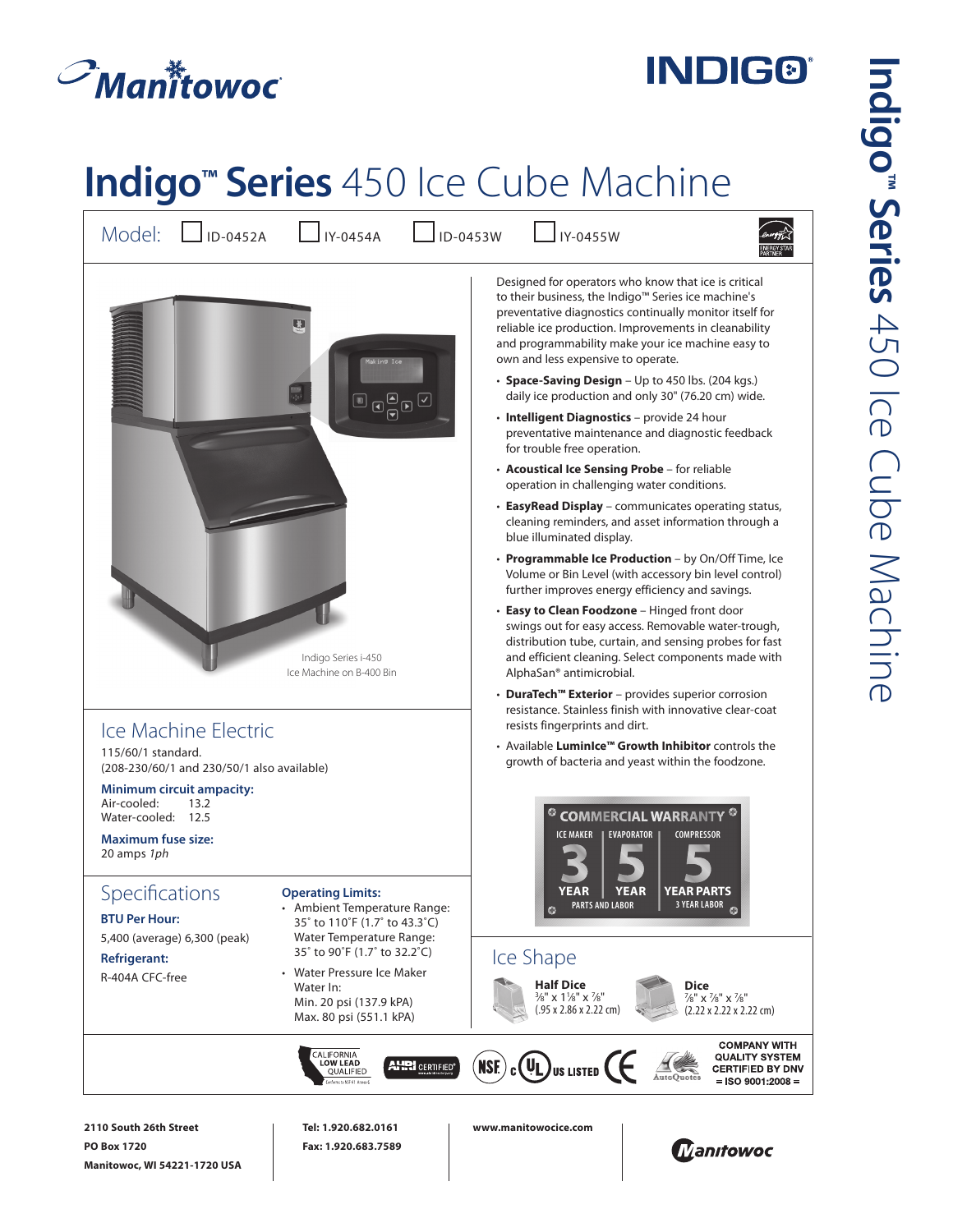# Indigo™ Series 450 Ice Cube Machine

Model: ☐ ID-0452A ☐ IY-0454A ☐ ID-0453W ☐ IY-0455W

Indigo Series i-450 Ice Machine on B-400 Bin

Designed for operators who know that ice is critical to their business, the Indigo™ Series ice machine's preventative diagnostics continually monitor itself for reliable ice production. Improvements in cleanability and programmability make your ice machine easy to own and less expensive to operate.

- **Space-Saving Design** – Up to 450 lbs. (204 kgs.) daily ice production and only 30" (76.20 cm) wide.
- **Intelligent Diagnostics** – provide 24 hour preventative maintenance and diagnostic feedback for trouble free operation.
- **Acoustical Ice Sensing Probe** – for reliable operation in challenging water conditions.
- **EasyRead Display** – communicates operating status, cleaning reminders, and asset information through a blue illuminated display.
- **Programmable Ice Production** – by On/Off Time, Ice Volume or Bin Level (with accessory bin level control) further improves energy efficiency and savings.
- **Easy to Clean Foodzone** – Hinged front door swings out for easy access. Removable water-trough, distribution tube, curtain, and sensing probes for fast and efficient cleaning. Select components made with AlphaSan® antimicrobial.
- **DuraTech™ Exterior** – provides superior corrosion resistance. Stainless finish with innovative clear-coat resists fingerprints and dirt.
- Available **LuminIce™ Growth Inhibitor** controls the growth of bacteria and yeast within the foodzone.

## Ice Machine Electric

115/60/1 standard.
(208-230/60/1 and 230/50/1 also available)

**Minimum circuit ampacity:**
Air-cooled: 13.2
Water-cooled: 12.5

**Maximum fuse size:**
20 amps *1ph*

## Commercial Warranty

| Ice Maker | Evaporator | Compressor |
|---|---|---|
| 3 Year | 5 Year | 5 Year Parts |
| Parts and Labor | | 3 Year Labor |

## Specifications

**BTU Per Hour:**
5,400 (average) 6,300 (peak)

**Refrigerant:**
R-404A CFC-free

**Operating Limits:**

- Ambient Temperature Range: 35˚ to 110˚F (1.7˚ to 43.3˚C)
  Water Temperature Range: 35˚ to 90˚F (1.7˚ to 32.2˚C)
- Water Pressure Ice Maker Water In:
  Min. 20 psi (137.9 kPA)
  Max. 80 psi (551.1 kPA)

## Ice Shape

**Half Dice**
⅜" x 1⅛" x ⅞"
(.95 x 2.86 x 2.22 cm)

**Dice**
⅞" x ⅞" x ⅞"
(2.22 x 2.22 x 2.22 cm)

California Low Lead Qualified · AHRI Certified · NSF · cUL US Listed · CE · AutoQuotes

COMPANY WITH QUALITY SYSTEM CERTIFIED BY DNV = ISO 9001:2008 =

2110 South 26th Street
PO Box 1720
Manitowoc, WI 54221-1720 USA

Tel: 1.920.682.0161
Fax: 1.920.683.7589

www.manitowocice.com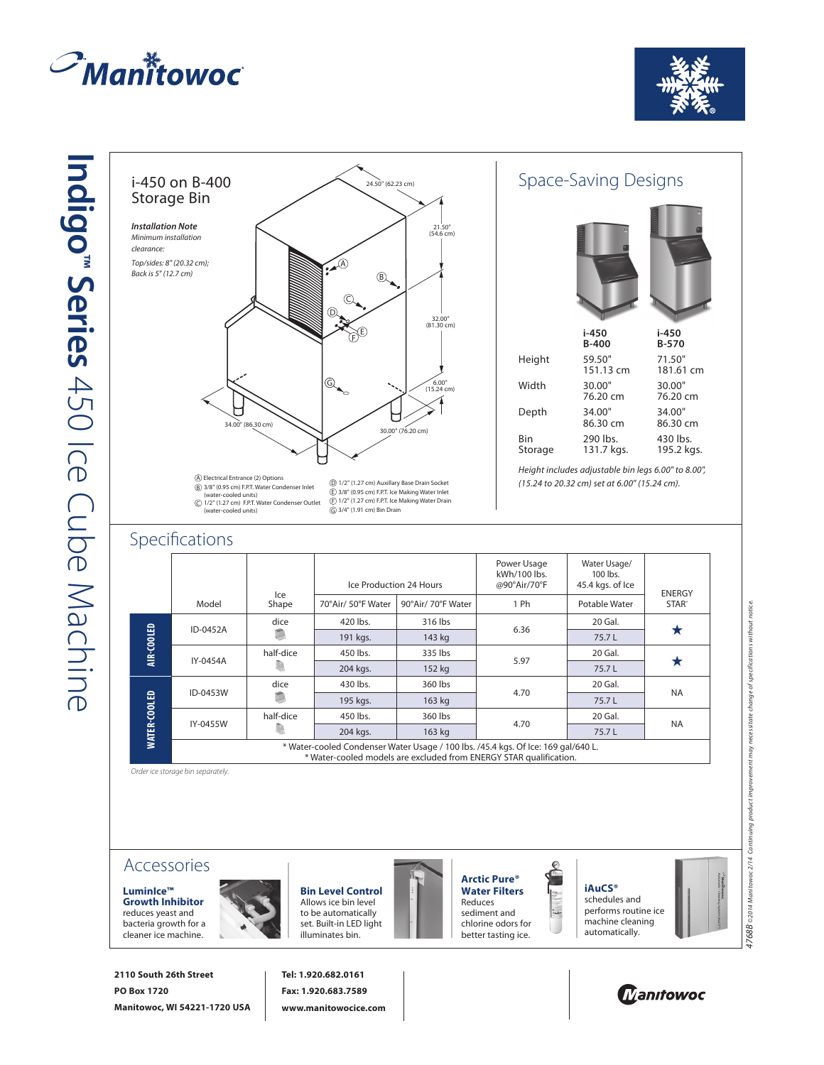# Indigo™ Series 450 Ice Cube Machine

## i-450 on B-400 Storage Bin

***Installation Note***

*Minimum installation clearance:*

*Top/sides: 8" (20.32 cm); Back is 5" (12.7 cm)*

24.50" (62.23 cm)

21.50" (54.6 cm)

32.00" (81.30 cm)

6.00" (15.24 cm)

34.00" (86.30 cm)

30.00" (76.20 cm)

Ⓐ Electrical Entrance (2) Options
Ⓑ 3/8" (0.95 cm) F.P.T. Water Condenser Inlet (water-cooled units)
Ⓒ 1/2" (1.27 cm) F.P.T. Water Condenser Outlet (water-cooled units)
Ⓓ 1/2" (1.27 cm) Auxillary Base Drain Socket
Ⓔ 3/8" (0.95 cm) F.P.T. Ice Making Water Inlet
Ⓕ 1/2" (1.27 cm) F.P.T. Ice Making Water Drain
Ⓖ 3/4" (1.91 cm) Bin Drain

## Space-Saving Designs

| | i-450 B-400 | i-450 B-570 |
|---|---|---|
| Height | 59.50" 151.13 cm | 71.50" 181.61 cm |
| Width | 30.00" 76.20 cm | 30.00" 76.20 cm |
| Depth | 34.00" 86.30 cm | 34.00" 86.30 cm |
| Bin Storage | 290 lbs. 131.7 kgs. | 430 lbs. 195.2 kgs. |

*Height includes adjustable bin legs 6.00" to 8.00", (15.24 to 20.32 cm) set at 6.00" (15.24 cm).*

## Specifications

| | Model | Ice Shape | Ice Production 24 Hours | | Power Usage kWh/100 lbs. @90°Air/70°F | Water Usage/ 100 lbs. 45.4 kgs. of Ice | ENERGY STAR® |
|---|---|---|---|---|---|---|---|
| | | | 70°Air/ 50°F Water | 90°Air/ 70°F Water | 1 Ph | Potable Water | |
| AIR-COOLED | ID-0452A | dice | 420 lbs. / 191 kgs. | 316 lbs / 143 kg | 6.36 | 20 Gal. / 75.7 L | ★ |
| AIR-COOLED | IY-0454A | half-dice | 450 lbs. / 204 kgs. | 335 lbs / 152 kg | 5.97 | 20 Gal. / 75.7 L | ★ |
| WATER-COOLED | ID-0453W | dice | 430 lbs. / 195 kgs. | 360 lbs / 163 kg | 4.70 | 20 Gal. / 75.7 L | NA |
| WATER-COOLED | IY-0455W | half-dice | 450 lbs. / 204 kgs. | 360 lbs / 163 kg | 4.70 | 20 Gal. / 75.7 L | NA |

\* Water-cooled Condenser Water Usage / 100 lbs. /45.4 kgs. Of Ice: 169 gal/640 L.
\* Water-cooled models are excluded from ENERGY STAR qualification.

*Order ice storage bin separately.*

## Accessories

**LuminIce™ Growth Inhibitor**
reduces yeast and bacteria growth for a cleaner ice machine.

**Bin Level Control**
Allows ice bin level to be automatically set. Built-in LED light illuminates bin.

**Arctic Pure® Water Filters**
Reduces sediment and chlorine odors for better tasting ice.

**iAuCS®**
schedules and performs routine ice machine cleaning automatically.

*4768B ©2014 Manitowoc 2/14 Continuing product improvement may necessitate change of specifications without notice.*

**2110 South 26th Street**
**PO Box 1720**
**Manitowoc, WI 54221-1720 USA**

**Tel: 1.920.682.0161**
**Fax: 1.920.683.7589**
**www.manitowocice.com**